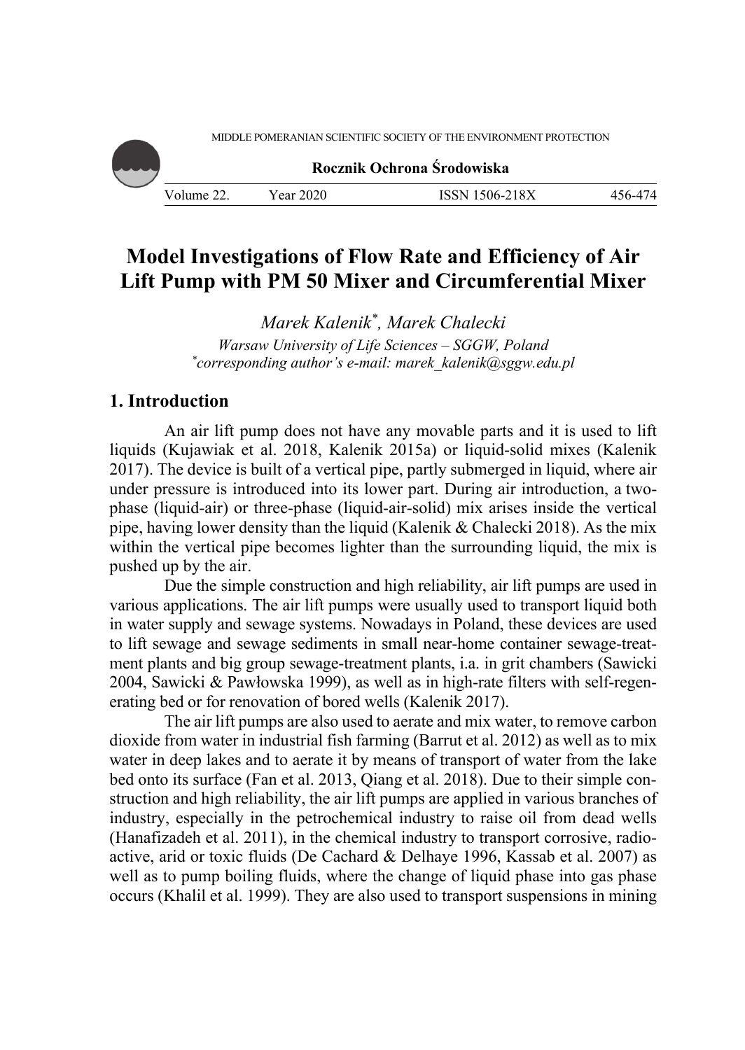# Model Investigations of Flow Rate and Efficiency of Air Lift Pump with PM 50 Mixer and Circumferential Mixer

*Marek Kalenik*\*, *Marek Chalecki*

*Warsaw University of Life Sciences – SGGW, Poland*

\**corresponding author's e-mail: marek_kalenik@sggw.edu.pl*

## 1. Introduction

An air lift pump does not have any movable parts and it is used to lift liquids (Kujawiak et al. 2018, Kalenik 2015a) or liquid-solid mixes (Kalenik 2017). The device is built of a vertical pipe, partly submerged in liquid, where air under pressure is introduced into its lower part. During air introduction, a two-phase (liquid-air) or three-phase (liquid-air-solid) mix arises inside the vertical pipe, having lower density than the liquid (Kalenik & Chalecki 2018). As the mix within the vertical pipe becomes lighter than the surrounding liquid, the mix is pushed up by the air.

Due the simple construction and high reliability, air lift pumps are used in various applications. The air lift pumps were usually used to transport liquid both in water supply and sewage systems. Nowadays in Poland, these devices are used to lift sewage and sewage sediments in small near-home container sewage-treatment plants and big group sewage-treatment plants, i.a. in grit chambers (Sawicki 2004, Sawicki & Pawłowska 1999), as well as in high-rate filters with self-regenerating bed or for renovation of bored wells (Kalenik 2017).

The air lift pumps are also used to aerate and mix water, to remove carbon dioxide from water in industrial fish farming (Barrut et al. 2012) as well as to mix water in deep lakes and to aerate it by means of transport of water from the lake bed onto its surface (Fan et al. 2013, Qiang et al. 2018). Due to their simple construction and high reliability, the air lift pumps are applied in various branches of industry, especially in the petrochemical industry to raise oil from dead wells (Hanafizadeh et al. 2011), in the chemical industry to transport corrosive, radioactive, arid or toxic fluids (De Cachard & Delhaye 1996, Kassab et al. 2007) as well as to pump boiling fluids, where the change of liquid phase into gas phase occurs (Khalil et al. 1999). They are also used to transport suspensions in mining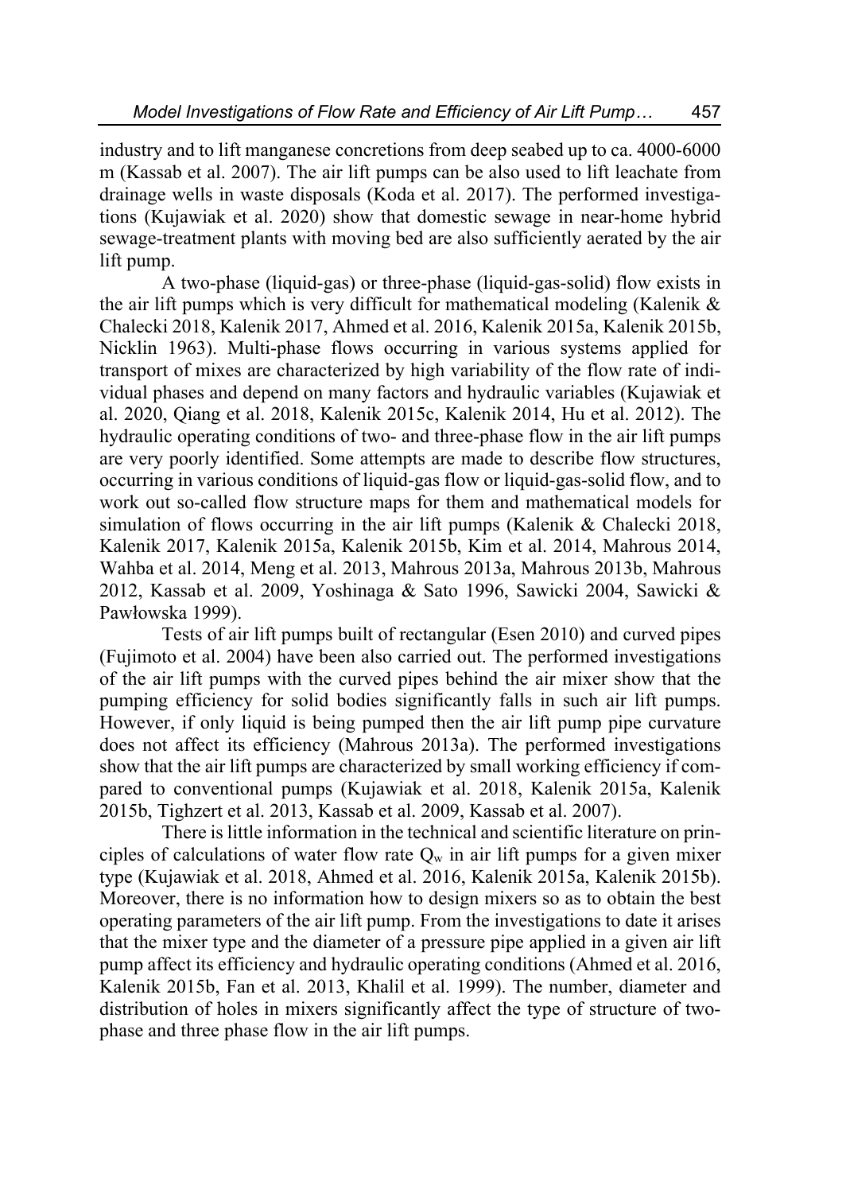industry and to lift manganese concretions from deep seabed up to ca. 4000-6000 m (Kassab et al. 2007). The air lift pumps can be also used to lift leachate from drainage wells in waste disposals (Koda et al. 2017). The performed investigations (Kujawiak et al. 2020) show that domestic sewage in near-home hybrid sewage-treatment plants with moving bed are also sufficiently aerated by the air lift pump.

A two-phase (liquid-gas) or three-phase (liquid-gas-solid) flow exists in the air lift pumps which is very difficult for mathematical modeling (Kalenik & Chalecki 2018, Kalenik 2017, Ahmed et al. 2016, Kalenik 2015a, Kalenik 2015b, Nicklin 1963). Multi-phase flows occurring in various systems applied for transport of mixes are characterized by high variability of the flow rate of individual phases and depend on many factors and hydraulic variables (Kujawiak et al. 2020, Qiang et al. 2018, Kalenik 2015c, Kalenik 2014, Hu et al. 2012). The hydraulic operating conditions of two- and three-phase flow in the air lift pumps are very poorly identified. Some attempts are made to describe flow structures, occurring in various conditions of liquid-gas flow or liquid-gas-solid flow, and to work out so-called flow structure maps for them and mathematical models for simulation of flows occurring in the air lift pumps (Kalenik & Chalecki 2018, Kalenik 2017, Kalenik 2015a, Kalenik 2015b, Kim et al. 2014, Mahrous 2014, Wahba et al. 2014, Meng et al. 2013, Mahrous 2013a, Mahrous 2013b, Mahrous 2012, Kassab et al. 2009, Yoshinaga & Sato 1996, Sawicki 2004, Sawicki & Pawłowska 1999).

Tests of air lift pumps built of rectangular (Esen 2010) and curved pipes (Fujimoto et al. 2004) have been also carried out. The performed investigations of the air lift pumps with the curved pipes behind the air mixer show that the pumping efficiency for solid bodies significantly falls in such air lift pumps. However, if only liquid is being pumped then the air lift pump pipe curvature does not affect its efficiency (Mahrous 2013a). The performed investigations show that the air lift pumps are characterized by small working efficiency if compared to conventional pumps (Kujawiak et al. 2018, Kalenik 2015a, Kalenik 2015b, Tighzert et al. 2013, Kassab et al. 2009, Kassab et al. 2007).

There is little information in the technical and scientific literature on principles of calculations of water flow rate $Q_w$ in air lift pumps for a given mixer type (Kujawiak et al. 2018, Ahmed et al. 2016, Kalenik 2015a, Kalenik 2015b). Moreover, there is no information how to design mixers so as to obtain the best operating parameters of the air lift pump. From the investigations to date it arises that the mixer type and the diameter of a pressure pipe applied in a given air lift pump affect its efficiency and hydraulic operating conditions (Ahmed et al. 2016, Kalenik 2015b, Fan et al. 2013, Khalil et al. 1999). The number, diameter and distribution of holes in mixers significantly affect the type of structure of two-phase and three phase flow in the air lift pumps.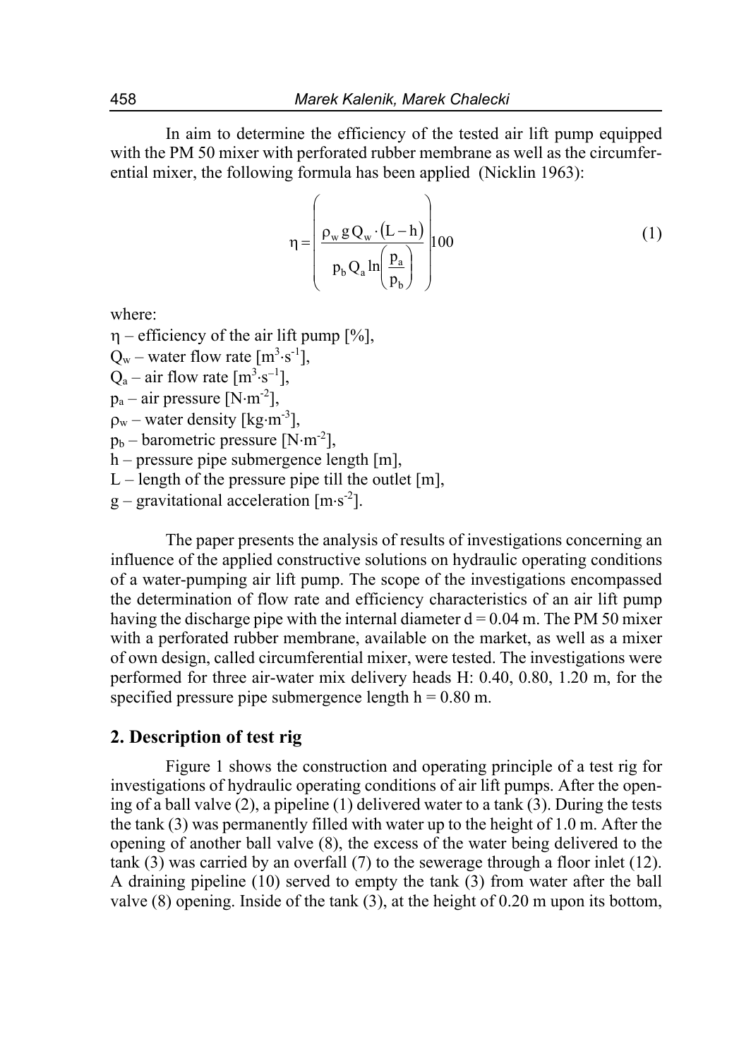In aim to determine the efficiency of the tested air lift pump equipped with the PM 50 mixer with perforated rubber membrane as well as the circumferential mixer, the following formula has been applied (Nicklin 1963):

$$\eta = \left( \frac{\rho_w g Q_w \cdot (L - h)}{p_b Q_a \ln\left(\frac{p_a}{p_b}\right)} \right) 100 \tag{1}$$

where:

$\eta$ – efficiency of the air lift pump [%],  
$Q_w$ – water flow rate [$m^3 \cdot s^{-1}$],  
$Q_a$ – air flow rate [$m^3 \cdot s^{-1}$],  
$p_a$ – air pressure [$N \cdot m^{-2}$],  
$\rho_w$ – water density [$kg \cdot m^{-3}$],  
$p_b$ – barometric pressure [$N \cdot m^{-2}$],  
$h$ – pressure pipe submergence length [m],  
$L$ – length of the pressure pipe till the outlet [m],  
$g$ – gravitational acceleration [$m \cdot s^{-2}$].

The paper presents the analysis of results of investigations concerning an influence of the applied constructive solutions on hydraulic operating conditions of a water-pumping air lift pump. The scope of the investigations encompassed the determination of flow rate and efficiency characteristics of an air lift pump having the discharge pipe with the internal diameter d = 0.04 m. The PM 50 mixer with a perforated rubber membrane, available on the market, as well as a mixer of own design, called circumferential mixer, were tested. The investigations were performed for three air-water mix delivery heads H: 0.40, 0.80, 1.20 m, for the specified pressure pipe submergence length h = 0.80 m.

## 2. Description of test rig

Figure 1 shows the construction and operating principle of a test rig for investigations of hydraulic operating conditions of air lift pumps. After the opening of a ball valve (2), a pipeline (1) delivered water to a tank (3). During the tests the tank (3) was permanently filled with water up to the height of 1.0 m. After the opening of another ball valve (8), the excess of the water being delivered to the tank (3) was carried by an overfall (7) to the sewerage through a floor inlet (12). A draining pipeline (10) served to empty the tank (3) from water after the ball valve (8) opening. Inside of the tank (3), at the height of 0.20 m upon its bottom,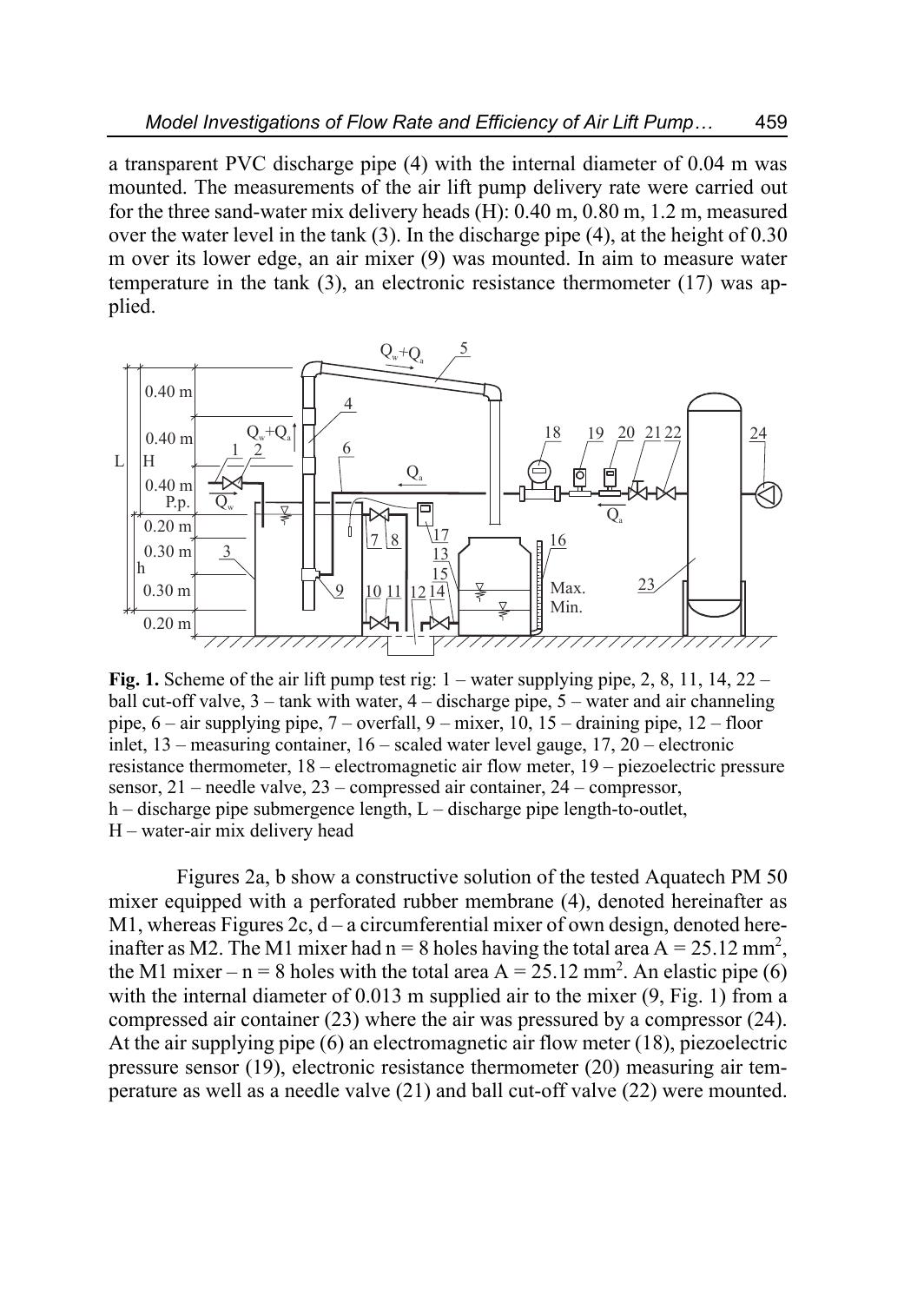a transparent PVC discharge pipe (4) with the internal diameter of 0.04 m was mounted. The measurements of the air lift pump delivery rate were carried out for the three sand-water mix delivery heads (H): 0.40 m, 0.80 m, 1.2 m, measured over the water level in the tank (3). In the discharge pipe (4), at the height of 0.30 m over its lower edge, an air mixer (9) was mounted. In aim to measure water temperature in the tank (3), an electronic resistance thermometer (17) was applied.

**Fig. 1.** Scheme of the air lift pump test rig: 1 – water supplying pipe, 2, 8, 11, 14, 22 – ball cut-off valve, 3 – tank with water, 4 – discharge pipe, 5 – water and air channeling pipe, 6 – air supplying pipe, 7 – overfall, 9 – mixer, 10, 15 – draining pipe, 12 – floor inlet, 13 – measuring container, 16 – scaled water level gauge, 17, 20 – electronic resistance thermometer, 18 – electromagnetic air flow meter, 19 – piezoelectric pressure sensor, 21 – needle valve, 23 – compressed air container, 24 – compressor, h – discharge pipe submergence length, L – discharge pipe length-to-outlet, H – water-air mix delivery head

Figures 2a, b show a constructive solution of the tested Aquatech PM 50 mixer equipped with a perforated rubber membrane (4), denoted hereinafter as M1, whereas Figures 2c, d – a circumferential mixer of own design, denoted hereinafter as M2. The M1 mixer had n = 8 holes having the total area A = 25.12 mm$^2$, the M1 mixer – n = 8 holes with the total area A = 25.12 mm$^2$. An elastic pipe (6) with the internal diameter of 0.013 m supplied air to the mixer (9, Fig. 1) from a compressed air container (23) where the air was pressured by a compressor (24). At the air supplying pipe (6) an electromagnetic air flow meter (18), piezoelectric pressure sensor (19), electronic resistance thermometer (20) measuring air temperature as well as a needle valve (21) and ball cut-off valve (22) were mounted.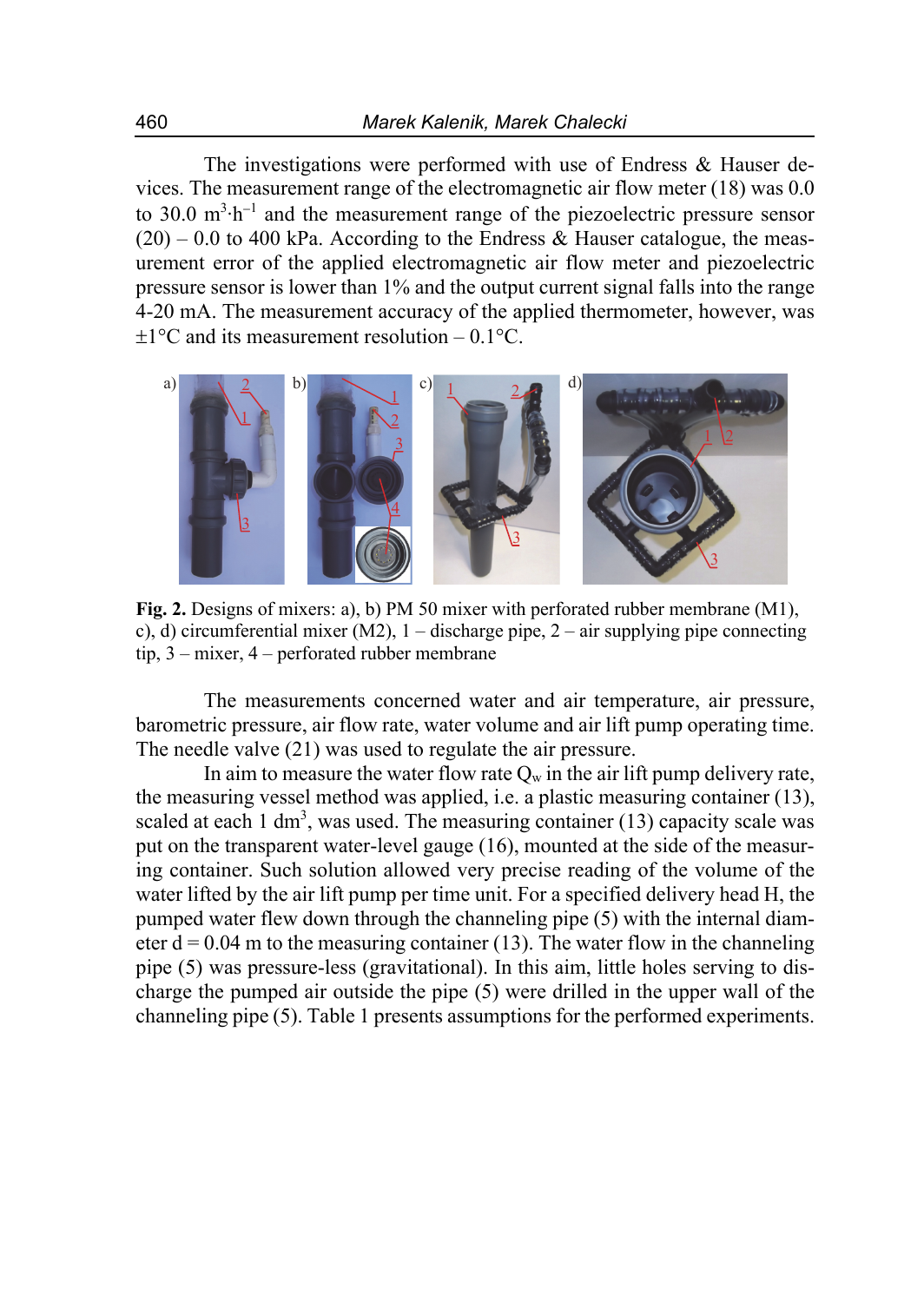The investigations were performed with use of Endress & Hauser devices. The measurement range of the electromagnetic air flow meter (18) was 0.0 to 30.0 $m^3 \cdot h^{-1}$ and the measurement range of the piezoelectric pressure sensor (20) – 0.0 to 400 kPa. According to the Endress & Hauser catalogue, the measurement error of the applied electromagnetic air flow meter and piezoelectric pressure sensor is lower than 1% and the output current signal falls into the range 4-20 mA. The measurement accuracy of the applied thermometer, however, was ±1°C and its measurement resolution – 0.1°C.

**Fig. 2.** Designs of mixers: a), b) PM 50 mixer with perforated rubber membrane (M1), c), d) circumferential mixer (M2), 1 – discharge pipe, 2 – air supplying pipe connecting tip, 3 – mixer, 4 – perforated rubber membrane

The measurements concerned water and air temperature, air pressure, barometric pressure, air flow rate, water volume and air lift pump operating time. The needle valve (21) was used to regulate the air pressure.

In aim to measure the water flow rate $Q_w$ in the air lift pump delivery rate, the measuring vessel method was applied, i.e. a plastic measuring container (13), scaled at each 1 $dm^3$, was used. The measuring container (13) capacity scale was put on the transparent water-level gauge (16), mounted at the side of the measuring container. Such solution allowed very precise reading of the volume of the water lifted by the air lift pump per time unit. For a specified delivery head H, the pumped water flew down through the channeling pipe (5) with the internal diameter d = 0.04 m to the measuring container (13). The water flow in the channeling pipe (5) was pressure-less (gravitational). In this aim, little holes serving to discharge the pumped air outside the pipe (5) were drilled in the upper wall of the channeling pipe (5). Table 1 presents assumptions for the performed experiments.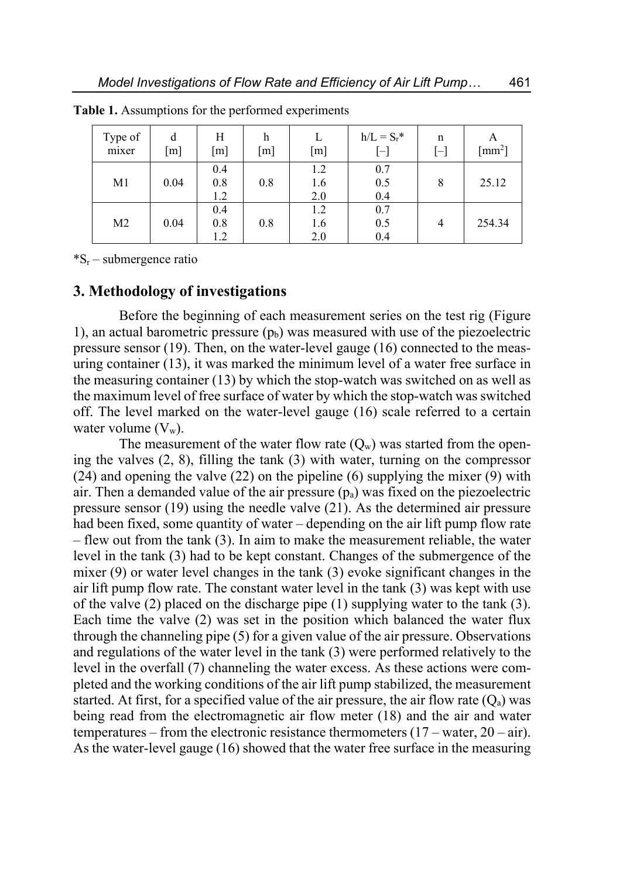**Table 1.** Assumptions for the performed experiments

| Type of mixer | d [m] | H [m] | h [m] | L [m] | $h/L = S_r$* [–] | n [–] | A [mm$^2$] |
|---|---|---|---|---|---|---|---|
| M1 | 0.04 | 0.4<br>0.8<br>1.2 | 0.8 | 1.2<br>1.6<br>2.0 | 0.7<br>0.5<br>0.4 | 8 | 25.12 |
| M2 | 0.04 | 0.4<br>0.8<br>1.2 | 0.8 | 1.2<br>1.6<br>2.0 | 0.7<br>0.5<br>0.4 | 4 | 254.34 |

*$S_r$ – submergence ratio

## 3. Methodology of investigations

Before the beginning of each measurement series on the test rig (Figure 1), an actual barometric pressure ($p_b$) was measured with use of the piezoelectric pressure sensor (19). Then, on the water-level gauge (16) connected to the measuring container (13), it was marked the minimum level of a water free surface in the measuring container (13) by which the stop-watch was switched on as well as the maximum level of free surface of water by which the stop-watch was switched off. The level marked on the water-level gauge (16) scale referred to a certain water volume ($V_w$).

The measurement of the water flow rate ($Q_w$) was started from the opening the valves (2, 8), filling the tank (3) with water, turning on the compressor (24) and opening the valve (22) on the pipeline (6) supplying the mixer (9) with air. Then a demanded value of the air pressure ($p_a$) was fixed on the piezoelectric pressure sensor (19) using the needle valve (21). As the determined air pressure had been fixed, some quantity of water – depending on the air lift pump flow rate – flew out from the tank (3). In aim to make the measurement reliable, the water level in the tank (3) had to be kept constant. Changes of the submergence of the mixer (9) or water level changes in the tank (3) evoke significant changes in the air lift pump flow rate. The constant water level in the tank (3) was kept with use of the valve (2) placed on the discharge pipe (1) supplying water to the tank (3). Each time the valve (2) was set in the position which balanced the water flux through the channeling pipe (5) for a given value of the air pressure. Observations and regulations of the water level in the tank (3) were performed relatively to the level in the overfall (7) channeling the water excess. As these actions were completed and the working conditions of the air lift pump stabilized, the measurement started. At first, for a specified value of the air pressure, the air flow rate ($Q_a$) was being read from the electromagnetic air flow meter (18) and the air and water temperatures – from the electronic resistance thermometers (17 – water, 20 – air). As the water-level gauge (16) showed that the water free surface in the measuring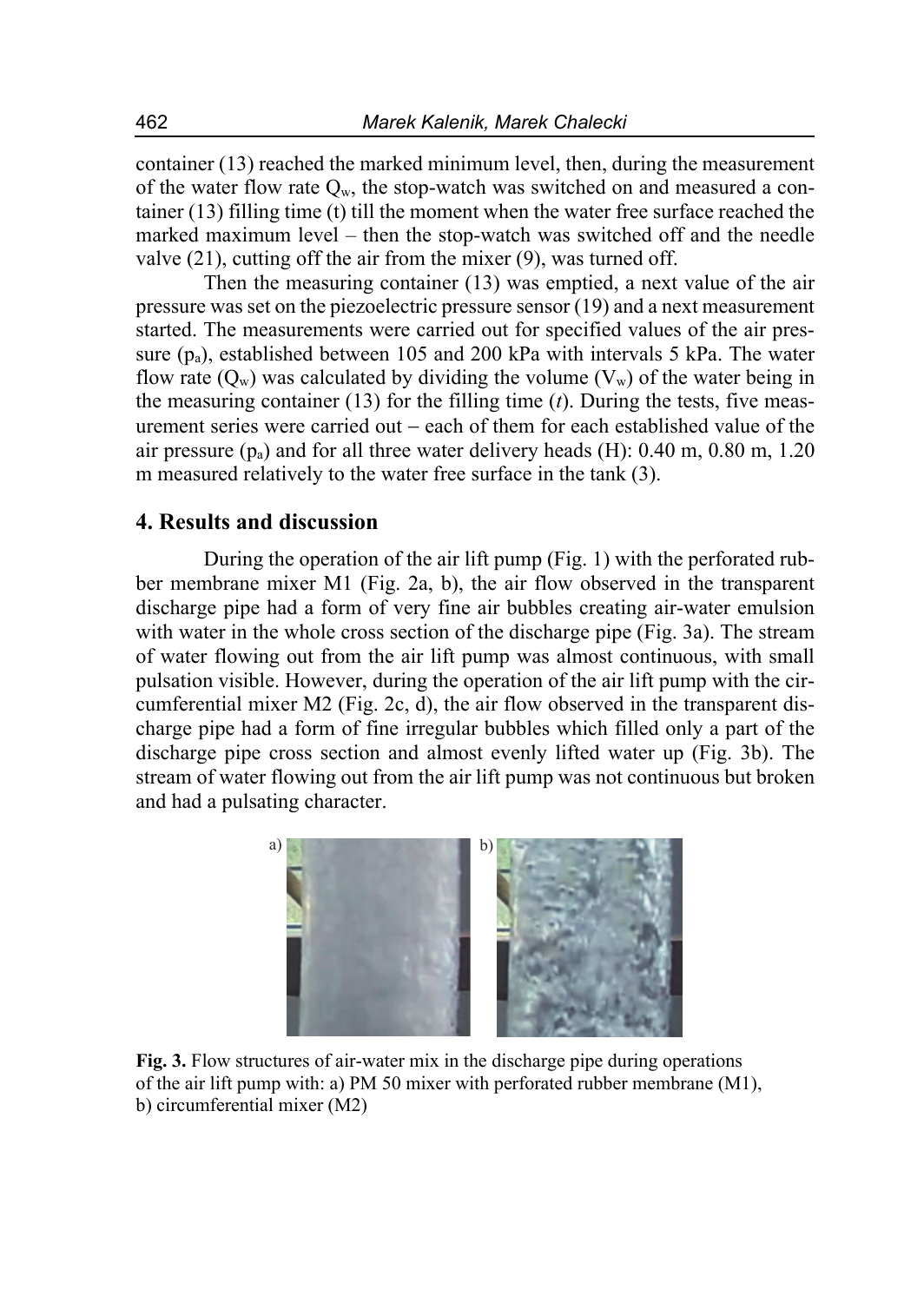container (13) reached the marked minimum level, then, during the measurement of the water flow rate $Q_w$, the stop-watch was switched on and measured a container (13) filling time (t) till the moment when the water free surface reached the marked maximum level – then the stop-watch was switched off and the needle valve (21), cutting off the air from the mixer (9), was turned off.

Then the measuring container (13) was emptied, a next value of the air pressure was set on the piezoelectric pressure sensor (19) and a next measurement started. The measurements were carried out for specified values of the air pressure ($p_a$), established between 105 and 200 kPa with intervals 5 kPa. The water flow rate ($Q_w$) was calculated by dividing the volume ($V_w$) of the water being in the measuring container (13) for the filling time ($t$). During the tests, five measurement series were carried out – each of them for each established value of the air pressure ($p_a$) and for all three water delivery heads (H): 0.40 m, 0.80 m, 1.20 m measured relatively to the water free surface in the tank (3).

## 4. Results and discussion

During the operation of the air lift pump (Fig. 1) with the perforated rubber membrane mixer M1 (Fig. 2a, b), the air flow observed in the transparent discharge pipe had a form of very fine air bubbles creating air-water emulsion with water in the whole cross section of the discharge pipe (Fig. 3a). The stream of water flowing out from the air lift pump was almost continuous, with small pulsation visible. However, during the operation of the air lift pump with the circumferential mixer M2 (Fig. 2c, d), the air flow observed in the transparent discharge pipe had a form of fine irregular bubbles which filled only a part of the discharge pipe cross section and almost evenly lifted water up (Fig. 3b). The stream of water flowing out from the air lift pump was not continuous but broken and had a pulsating character.

**Fig. 3.** Flow structures of air-water mix in the discharge pipe during operations of the air lift pump with: a) PM 50 mixer with perforated rubber membrane (M1), b) circumferential mixer (M2)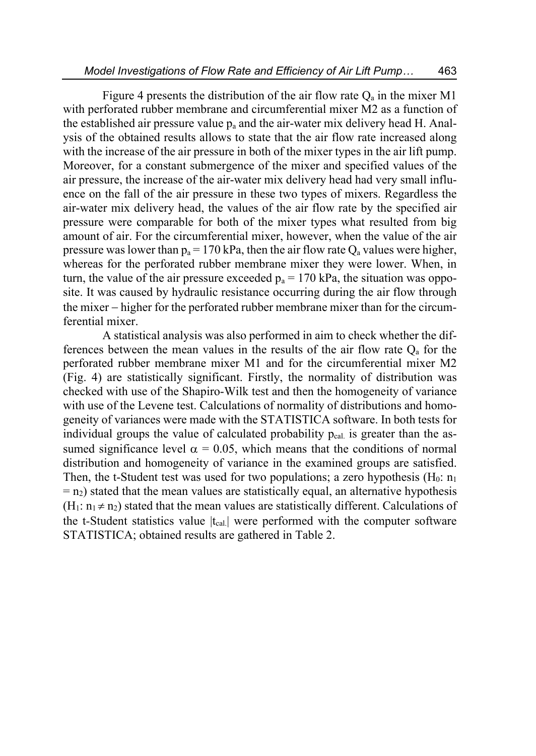Figure 4 presents the distribution of the air flow rate $Q_a$ in the mixer M1 with perforated rubber membrane and circumferential mixer M2 as a function of the established air pressure value $p_a$ and the air-water mix delivery head H. Analysis of the obtained results allows to state that the air flow rate increased along with the increase of the air pressure in both of the mixer types in the air lift pump. Moreover, for a constant submergence of the mixer and specified values of the air pressure, the increase of the air-water mix delivery head had very small influence on the fall of the air pressure in these two types of mixers. Regardless the air-water mix delivery head, the values of the air flow rate by the specified air pressure were comparable for both of the mixer types what resulted from big amount of air. For the circumferential mixer, however, when the value of the air pressure was lower than $p_a = 170$ kPa, then the air flow rate $Q_a$ values were higher, whereas for the perforated rubber membrane mixer they were lower. When, in turn, the value of the air pressure exceeded $p_a = 170$ kPa, the situation was opposite. It was caused by hydraulic resistance occurring during the air flow through the mixer – higher for the perforated rubber membrane mixer than for the circumferential mixer.

A statistical analysis was also performed in aim to check whether the differences between the mean values in the results of the air flow rate $Q_a$ for the perforated rubber membrane mixer M1 and for the circumferential mixer M2 (Fig. 4) are statistically significant. Firstly, the normality of distribution was checked with use of the Shapiro-Wilk test and then the homogeneity of variance with use of the Levene test. Calculations of normality of distributions and homogeneity of variances were made with the STATISTICA software. In both tests for individual groups the value of calculated probability $p_{cal.}$ is greater than the assumed significance level $\alpha = 0.05$, which means that the conditions of normal distribution and homogeneity of variance in the examined groups are satisfied. Then, the t-Student test was used for two populations; a zero hypothesis ($H_0$: $n_1 = n_2$) stated that the mean values are statistically equal, an alternative hypothesis ($H_1$: $n_1 \neq n_2$) stated that the mean values are statistically different. Calculations of the t-Student statistics value $|t_{cal.}|$ were performed with the computer software STATISTICA; obtained results are gathered in Table 2.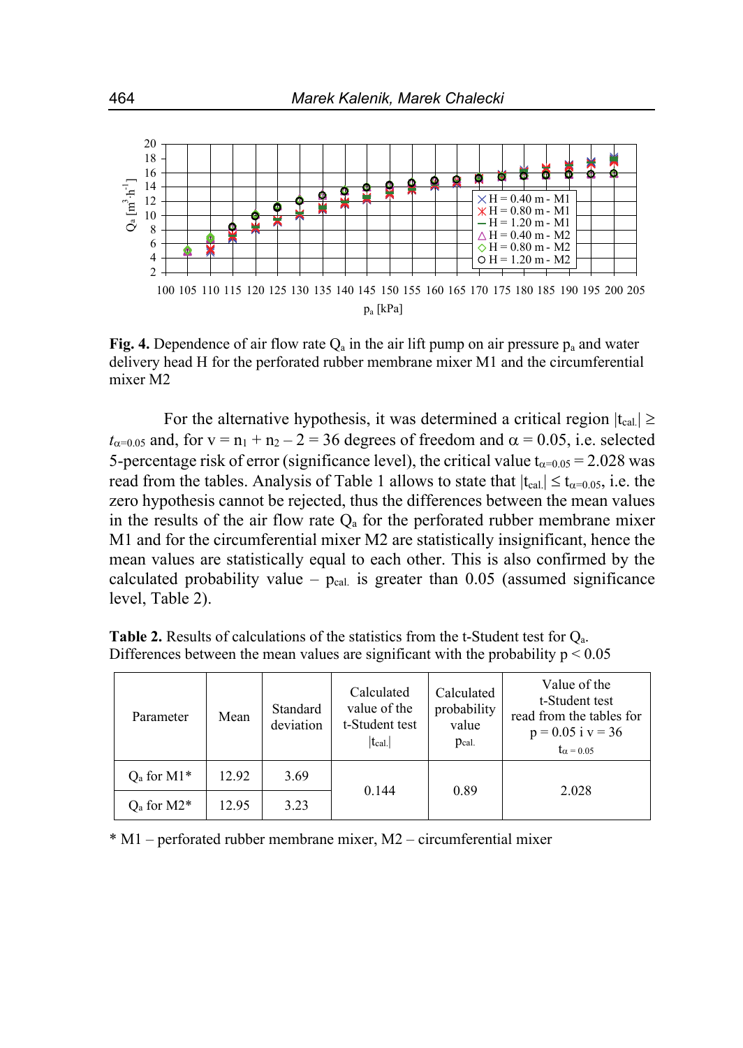**Fig. 4.** Dependence of air flow rate $Q_a$ in the air lift pump on air pressure $p_a$ and water delivery head H for the perforated rubber membrane mixer M1 and the circumferential mixer M2

For the alternative hypothesis, it was determined a critical region $|t_{cal.}| \geq t_{\alpha=0.05}$ and, for $v = n_1 + n_2 - 2 = 36$ degrees of freedom and $\alpha = 0.05$, i.e. selected 5-percentage risk of error (significance level), the critical value $t_{\alpha=0.05} = 2.028$ was read from the tables. Analysis of Table 1 allows to state that $|t_{cal.}| \leq t_{\alpha=0.05}$, i.e. the zero hypothesis cannot be rejected, thus the differences between the mean values in the results of the air flow rate $Q_a$ for the perforated rubber membrane mixer M1 and for the circumferential mixer M2 are statistically insignificant, hence the mean values are statistically equal to each other. This is also confirmed by the calculated probability value – $p_{cal.}$ is greater than 0.05 (assumed significance level, Table 2).

**Table 2.** Results of calculations of the statistics from the t-Student test for $Q_a$. Differences between the mean values are significant with the probability $p < 0.05$

| Parameter | Mean | Standard deviation | Calculated value of the t-Student test $\lvert t_{cal.} \rvert$ | Calculated probability value $p_{cal.}$ | Value of the t-Student test read from the tables for $p = 0.05$ i $v = 36$ $t_{\alpha=0.05}$ |
|---|---|---|---|---|---|
| $Q_a$ for M1* | 12.92 | 3.69 | 0.144 | 0.89 | 2.028 |
| $Q_a$ for M2* | 12.95 | 3.23 | | | |

\* M1 – perforated rubber membrane mixer, M2 – circumferential mixer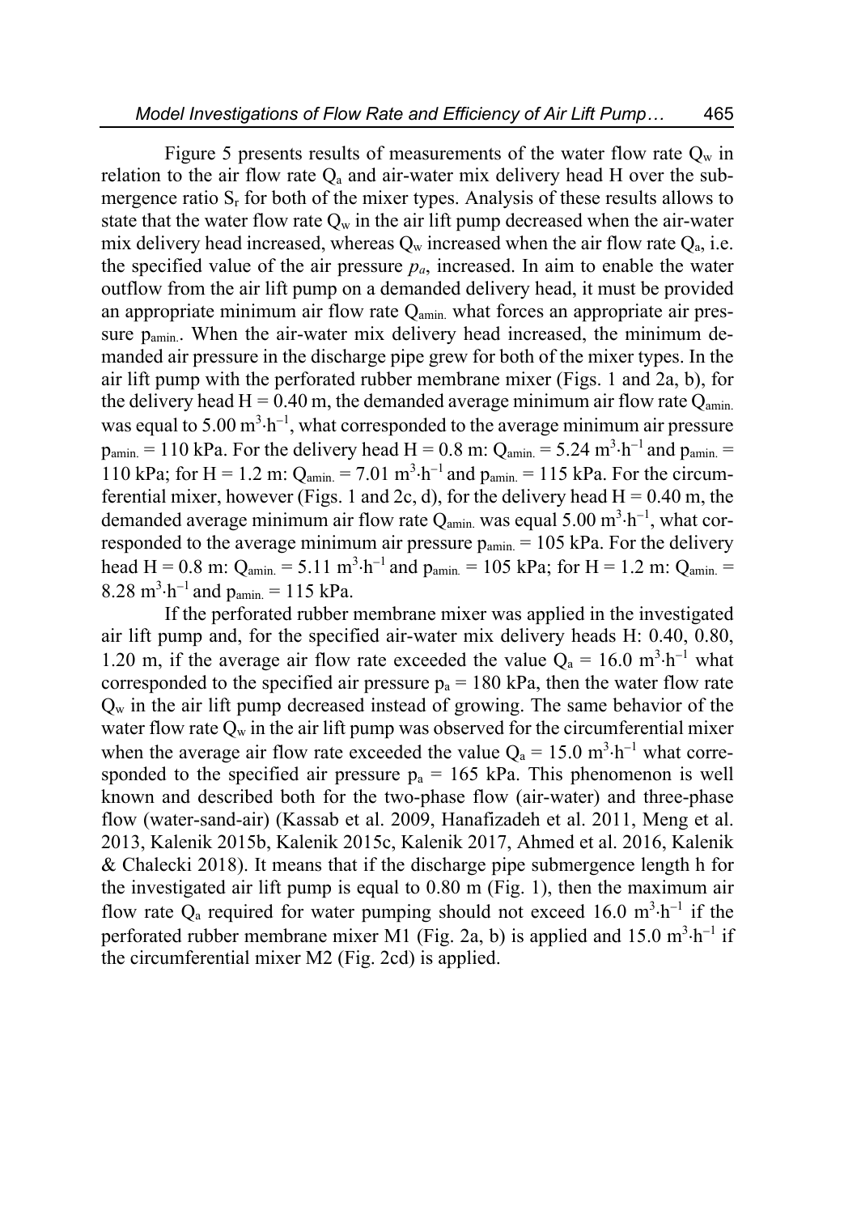Figure 5 presents results of measurements of the water flow rate $Q_w$ in relation to the air flow rate $Q_a$ and air-water mix delivery head H over the submergence ratio $S_r$ for both of the mixer types. Analysis of these results allows to state that the water flow rate $Q_w$ in the air lift pump decreased when the air-water mix delivery head increased, whereas $Q_w$ increased when the air flow rate $Q_a$, i.e. the specified value of the air pressure $p_a$, increased. In aim to enable the water outflow from the air lift pump on a demanded delivery head, it must be provided an appropriate minimum air flow rate $Q_{amin.}$ what forces an appropriate air pressure $p_{amin.}$. When the air-water mix delivery head increased, the minimum demanded air pressure in the discharge pipe grew for both of the mixer types. In the air lift pump with the perforated rubber membrane mixer (Figs. 1 and 2a, b), for the delivery head H = 0.40 m, the demanded average minimum air flow rate $Q_{amin.}$ was equal to 5.00 $m^3 \cdot h^{-1}$, what corresponded to the average minimum air pressure $p_{amin.}$ = 110 kPa. For the delivery head H = 0.8 m: $Q_{amin.}$ = 5.24 $m^3 \cdot h^{-1}$ and $p_{amin.}$ = 110 kPa; for H = 1.2 m: $Q_{amin.}$ = 7.01 $m^3 \cdot h^{-1}$ and $p_{amin.}$ = 115 kPa. For the circumferential mixer, however (Figs. 1 and 2c, d), for the delivery head H = 0.40 m, the demanded average minimum air flow rate $Q_{amin.}$ was equal 5.00 $m^3 \cdot h^{-1}$, what corresponded to the average minimum air pressure $p_{amin.}$ = 105 kPa. For the delivery head H = 0.8 m: $Q_{amin.}$ = 5.11 $m^3 \cdot h^{-1}$ and $p_{amin.}$ = 105 kPa; for H = 1.2 m: $Q_{amin.}$ = 8.28 $m^3 \cdot h^{-1}$ and $p_{amin.}$ = 115 kPa.

If the perforated rubber membrane mixer was applied in the investigated air lift pump and, for the specified air-water mix delivery heads H: 0.40, 0.80, 1.20 m, if the average air flow rate exceeded the value $Q_a$ = 16.0 $m^3 \cdot h^{-1}$ what corresponded to the specified air pressure $p_a$ = 180 kPa, then the water flow rate $Q_w$ in the air lift pump decreased instead of growing. The same behavior of the water flow rate $Q_w$ in the air lift pump was observed for the circumferential mixer when the average air flow rate exceeded the value $Q_a$ = 15.0 $m^3 \cdot h^{-1}$ what corresponded to the specified air pressure $p_a$ = 165 kPa. This phenomenon is well known and described both for the two-phase flow (air-water) and three-phase flow (water-sand-air) (Kassab et al. 2009, Hanafizadeh et al. 2011, Meng et al. 2013, Kalenik 2015b, Kalenik 2015c, Kalenik 2017, Ahmed et al. 2016, Kalenik & Chalecki 2018). It means that if the discharge pipe submergence length h for the investigated air lift pump is equal to 0.80 m (Fig. 1), then the maximum air flow rate $Q_a$ required for water pumping should not exceed 16.0 $m^3 \cdot h^{-1}$ if the perforated rubber membrane mixer M1 (Fig. 2a, b) is applied and 15.0 $m^3 \cdot h^{-1}$ if the circumferential mixer M2 (Fig. 2cd) is applied.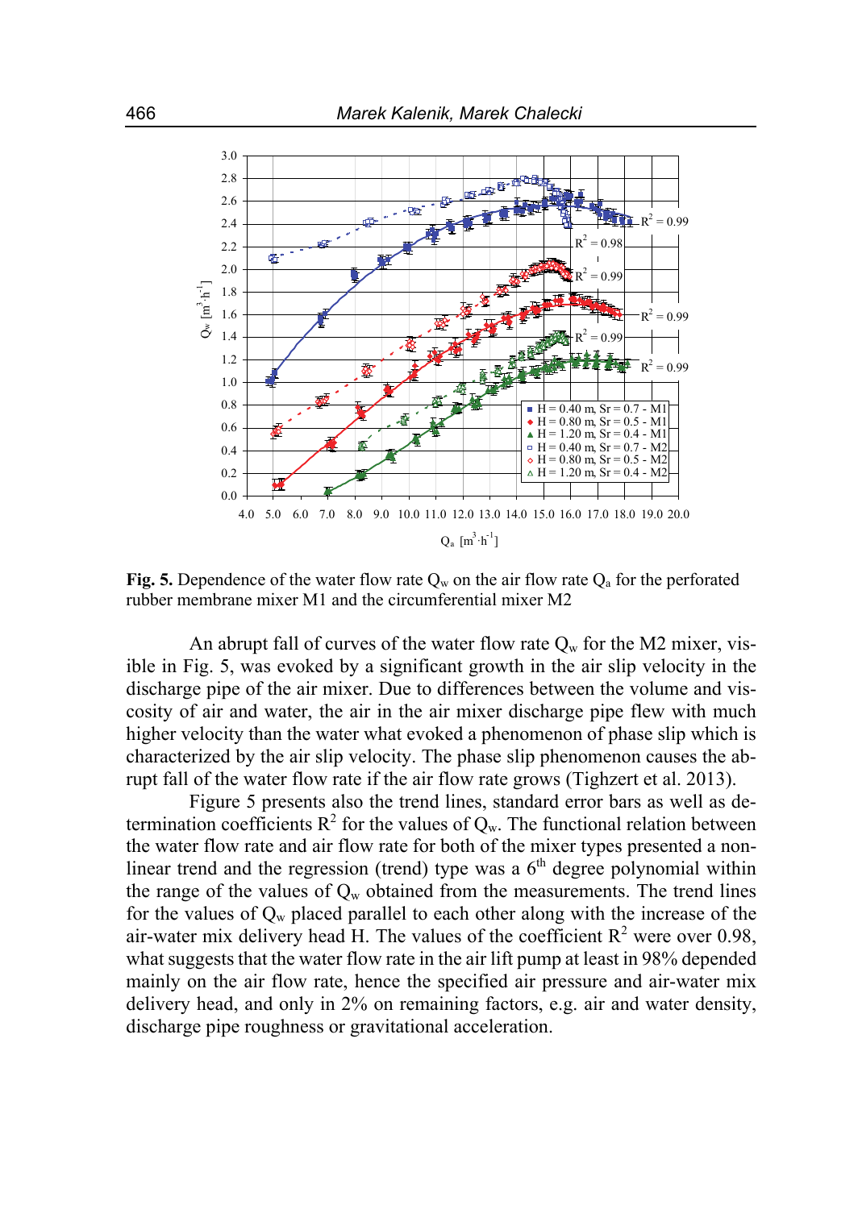**Fig. 5.** Dependence of the water flow rate $Q_w$ on the air flow rate $Q_a$ for the perforated rubber membrane mixer M1 and the circumferential mixer M2

An abrupt fall of curves of the water flow rate $Q_w$ for the M2 mixer, visible in Fig. 5, was evoked by a significant growth in the air slip velocity in the discharge pipe of the air mixer. Due to differences between the volume and viscosity of air and water, the air in the air mixer discharge pipe flew with much higher velocity than the water what evoked a phenomenon of phase slip which is characterized by the air slip velocity. The phase slip phenomenon causes the abrupt fall of the water flow rate if the air flow rate grows (Tighzert et al. 2013).

Figure 5 presents also the trend lines, standard error bars as well as determination coefficients $R^2$ for the values of $Q_w$. The functional relation between the water flow rate and air flow rate for both of the mixer types presented a non-linear trend and the regression (trend) type was a $6^{th}$ degree polynomial within the range of the values of $Q_w$ obtained from the measurements. The trend lines for the values of $Q_w$ placed parallel to each other along with the increase of the air-water mix delivery head H. The values of the coefficient $R^2$ were over 0.98, what suggests that the water flow rate in the air lift pump at least in 98% depended mainly on the air flow rate, hence the specified air pressure and air-water mix delivery head, and only in 2% on remaining factors, e.g. air and water density, discharge pipe roughness or gravitational acceleration.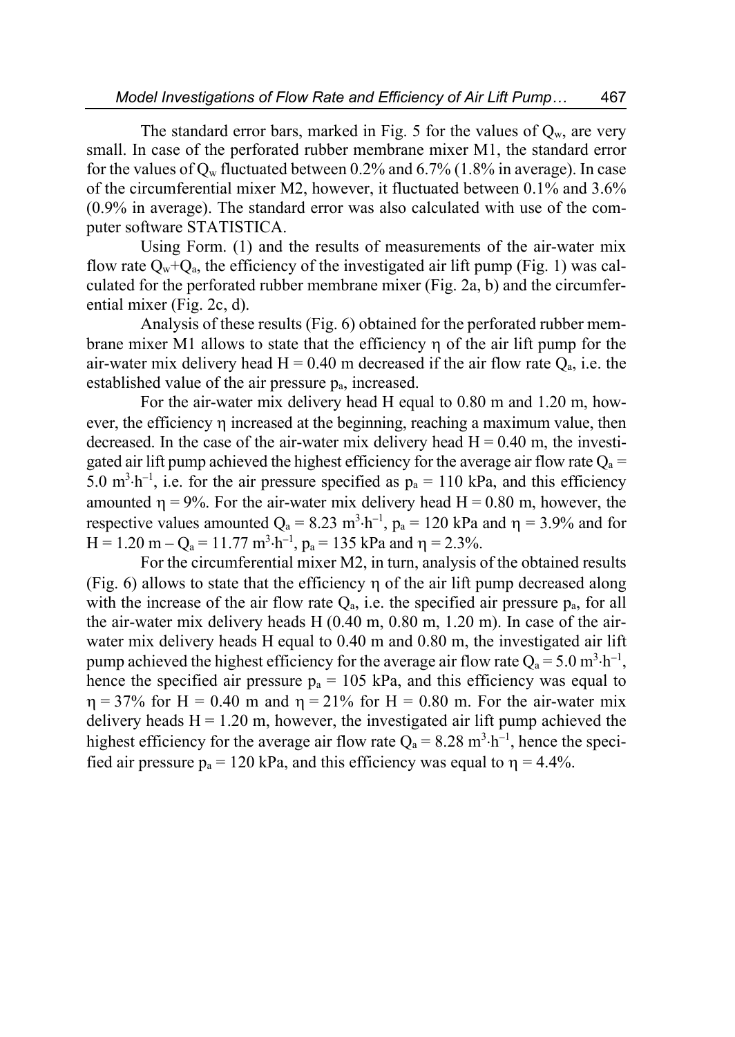The standard error bars, marked in Fig. 5 for the values of $Q_w$, are very small. In case of the perforated rubber membrane mixer M1, the standard error for the values of $Q_w$ fluctuated between 0.2% and 6.7% (1.8% in average). In case of the circumferential mixer M2, however, it fluctuated between 0.1% and 3.6% (0.9% in average). The standard error was also calculated with use of the computer software STATISTICA.

Using Form. (1) and the results of measurements of the air-water mix flow rate $Q_w+Q_a$, the efficiency of the investigated air lift pump (Fig. 1) was calculated for the perforated rubber membrane mixer (Fig. 2a, b) and the circumferential mixer (Fig. 2c, d).

Analysis of these results (Fig. 6) obtained for the perforated rubber membrane mixer M1 allows to state that the efficiency $\eta$ of the air lift pump for the air-water mix delivery head $H = 0.40$ m decreased if the air flow rate $Q_a$, i.e. the established value of the air pressure $p_a$, increased.

For the air-water mix delivery head H equal to 0.80 m and 1.20 m, however, the efficiency $\eta$ increased at the beginning, reaching a maximum value, then decreased. In the case of the air-water mix delivery head $H = 0.40$ m, the investigated air lift pump achieved the highest efficiency for the average air flow rate $Q_a = 5.0\ m^3 \cdot h^{-1}$, i.e. for the air pressure specified as $p_a = 110$ kPa, and this efficiency amounted $\eta = 9\%$. For the air-water mix delivery head $H = 0.80$ m, however, the respective values amounted $Q_a = 8.23\ m^3 \cdot h^{-1}$, $p_a = 120$ kPa and $\eta = 3.9\%$ and for $H = 1.20$ m – $Q_a = 11.77\ m^3 \cdot h^{-1}$, $p_a = 135$ kPa and $\eta = 2.3\%$.

For the circumferential mixer M2, in turn, analysis of the obtained results (Fig. 6) allows to state that the efficiency $\eta$ of the air lift pump decreased along with the increase of the air flow rate $Q_a$, i.e. the specified air pressure $p_a$, for all the air-water mix delivery heads H (0.40 m, 0.80 m, 1.20 m). In case of the air-water mix delivery heads H equal to 0.40 m and 0.80 m, the investigated air lift pump achieved the highest efficiency for the average air flow rate $Q_a = 5.0\ m^3 \cdot h^{-1}$, hence the specified air pressure $p_a = 105$ kPa, and this efficiency was equal to $\eta = 37\%$ for $H = 0.40$ m and $\eta = 21\%$ for $H = 0.80$ m. For the air-water mix delivery heads $H = 1.20$ m, however, the investigated air lift pump achieved the highest efficiency for the average air flow rate $Q_a = 8.28\ m^3 \cdot h^{-1}$, hence the specified air pressure $p_a = 120$ kPa, and this efficiency was equal to $\eta = 4.4\%$.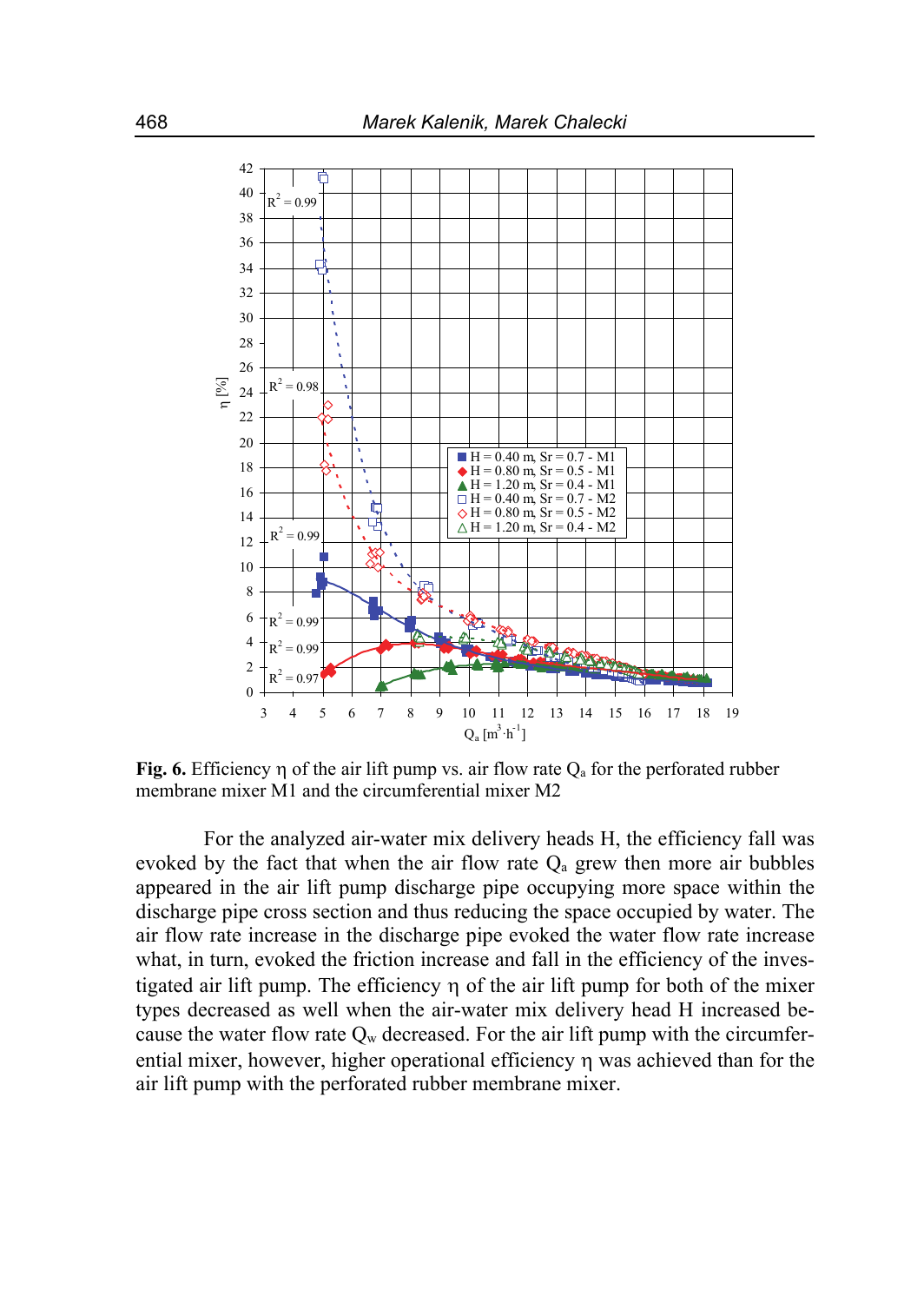**Fig. 6.** Efficiency η of the air lift pump vs. air flow rate $Q_a$ for the perforated rubber membrane mixer M1 and the circumferential mixer M2

For the analyzed air-water mix delivery heads H, the efficiency fall was evoked by the fact that when the air flow rate $Q_a$ grew then more air bubbles appeared in the air lift pump discharge pipe occupying more space within the discharge pipe cross section and thus reducing the space occupied by water. The air flow rate increase in the discharge pipe evoked the water flow rate increase what, in turn, evoked the friction increase and fall in the efficiency of the investigated air lift pump. The efficiency η of the air lift pump for both of the mixer types decreased as well when the air-water mix delivery head H increased because the water flow rate $Q_w$ decreased. For the air lift pump with the circumferential mixer, however, higher operational efficiency η was achieved than for the air lift pump with the perforated rubber membrane mixer.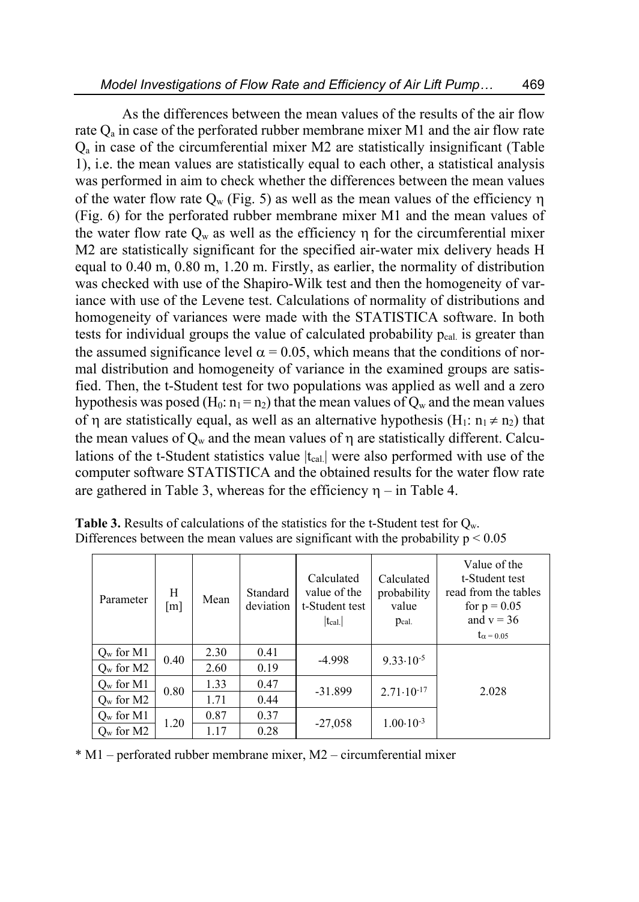As the differences between the mean values of the results of the air flow rate $Q_a$ in case of the perforated rubber membrane mixer M1 and the air flow rate $Q_a$ in case of the circumferential mixer M2 are statistically insignificant (Table 1), i.e. the mean values are statistically equal to each other, a statistical analysis was performed in aim to check whether the differences between the mean values of the water flow rate $Q_w$ (Fig. 5) as well as the mean values of the efficiency $\eta$ (Fig. 6) for the perforated rubber membrane mixer M1 and the mean values of the water flow rate $Q_w$ as well as the efficiency $\eta$ for the circumferential mixer M2 are statistically significant for the specified air-water mix delivery heads H equal to 0.40 m, 0.80 m, 1.20 m. Firstly, as earlier, the normality of distribution was checked with use of the Shapiro-Wilk test and then the homogeneity of variance with use of the Levene test. Calculations of normality of distributions and homogeneity of variances were made with the STATISTICA software. In both tests for individual groups the value of calculated probability $p_{cal.}$ is greater than the assumed significance level $\alpha = 0.05$, which means that the conditions of normal distribution and homogeneity of variance in the examined groups are satisfied. Then, the t-Student test for two populations was applied as well and a zero hypothesis was posed ($H_0$: $n_1 = n_2$) that the mean values of $Q_w$ and the mean values of $\eta$ are statistically equal, as well as an alternative hypothesis ($H_1$: $n_1 \neq n_2$) that the mean values of $Q_w$ and the mean values of $\eta$ are statistically different. Calculations of the t-Student statistics value $|t_{cal.}|$ were also performed with use of the computer software STATISTICA and the obtained results for the water flow rate are gathered in Table 3, whereas for the efficiency $\eta$ – in Table 4.

**Table 3.** Results of calculations of the statistics for the t-Student test for $Q_w$. Differences between the mean values are significant with the probability $p < 0.05$

| Parameter | H [m] | Mean | Standard deviation | Calculated value of the t-Student test $\lvert t_{cal.} \rvert$ | Calculated probability value $p_{cal.}$ | Value of the t-Student test read from the tables for $p = 0.05$ and $v = 36$ $t_{\alpha = 0.05}$ |
|---|---|---|---|---|---|---|
| $Q_w$ for M1 | 0.40 | 2.30 | 0.41 | -4.998 | $9.33 \cdot 10^{-5}$ | 2.028 |
| $Q_w$ for M2 | | 2.60 | 0.19 | | | |
| $Q_w$ for M1 | 0.80 | 1.33 | 0.47 | -31.899 | $2.71 \cdot 10^{-17}$ | |
| $Q_w$ for M2 | | 1.71 | 0.44 | | | |
| $Q_w$ for M1 | 1.20 | 0.87 | 0.37 | -27,058 | $1.00 \cdot 10^{-3}$ | |
| $Q_w$ for M2 | | 1.17 | 0.28 | | | |

\* M1 – perforated rubber membrane mixer, M2 – circumferential mixer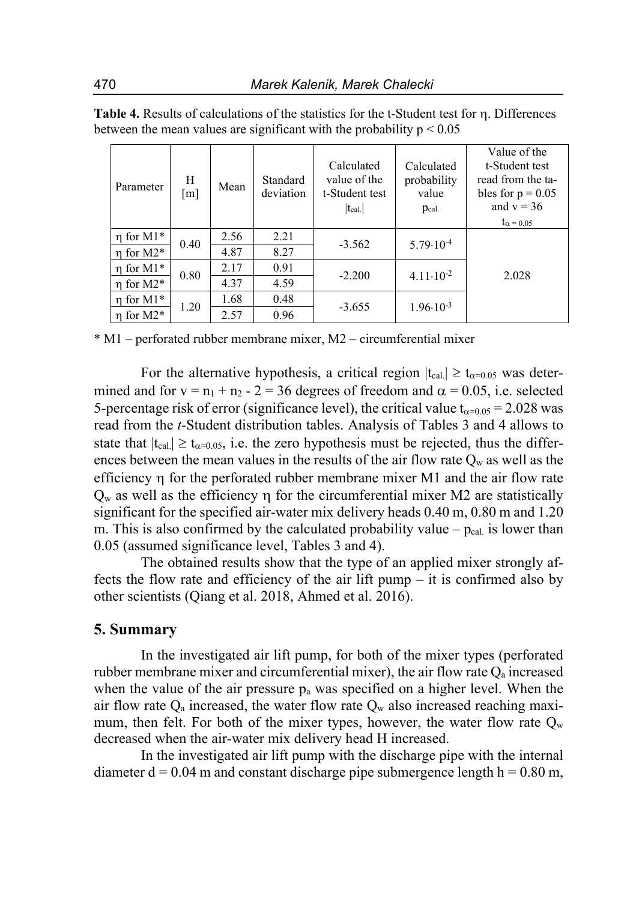**Table 4.** Results of calculations of the statistics for the t-Student test for η. Differences between the mean values are significant with the probability $p < 0.05$

| Parameter | H [m] | Mean | Standard deviation | Calculated value of the t-Student test $\lvert t_{cal.} \rvert$ | Calculated probability value $p_{cal.}$ | Value of the t-Student test read from the tables for $p = 0.05$ and $v = 36$ $t_{\alpha = 0.05}$ |
|---|---|---|---|---|---|---|
| η for M1* | 0.40 | 2.56 | 2.21 | -3.562 | $5.79 \cdot 10^{-4}$ | 2.028 |
| η for M2* | | 4.87 | 8.27 | | | |
| η for M1* | 0.80 | 2.17 | 0.91 | -2.200 | $4.11 \cdot 10^{-2}$ | |
| η for M2* | | 4.37 | 4.59 | | | |
| η for M1* | 1.20 | 1.68 | 0.48 | -3.655 | $1.96 \cdot 10^{-3}$ | |
| η for M2* | | 2.57 | 0.96 | | | |

\* M1 – perforated rubber membrane mixer, M2 – circumferential mixer

For the alternative hypothesis, a critical region $|t_{cal.}| \geq t_{\alpha=0.05}$ was determined and for $v = n_1 + n_2 - 2 = 36$ degrees of freedom and $\alpha = 0.05$, i.e. selected 5-percentage risk of error (significance level), the critical value $t_{\alpha=0.05} = 2.028$ was read from the *t*-Student distribution tables. Analysis of Tables 3 and 4 allows to state that $|t_{cal.}| \geq t_{\alpha=0.05}$, i.e. the zero hypothesis must be rejected, thus the differences between the mean values in the results of the air flow rate $Q_w$ as well as the efficiency η for the perforated rubber membrane mixer M1 and the air flow rate $Q_w$ as well as the efficiency η for the circumferential mixer M2 are statistically significant for the specified air-water mix delivery heads 0.40 m, 0.80 m and 1.20 m. This is also confirmed by the calculated probability value – $p_{cal.}$ is lower than 0.05 (assumed significance level, Tables 3 and 4).

The obtained results show that the type of an applied mixer strongly affects the flow rate and efficiency of the air lift pump – it is confirmed also by other scientists (Qiang et al. 2018, Ahmed et al. 2016).

## 5. Summary

In the investigated air lift pump, for both of the mixer types (perforated rubber membrane mixer and circumferential mixer), the air flow rate $Q_a$ increased when the value of the air pressure $p_a$ was specified on a higher level. When the air flow rate $Q_a$ increased, the water flow rate $Q_w$ also increased reaching maximum, then felt. For both of the mixer types, however, the water flow rate $Q_w$ decreased when the air-water mix delivery head H increased.

In the investigated air lift pump with the discharge pipe with the internal diameter $d = 0.04$ m and constant discharge pipe submergence length $h = 0.80$ m,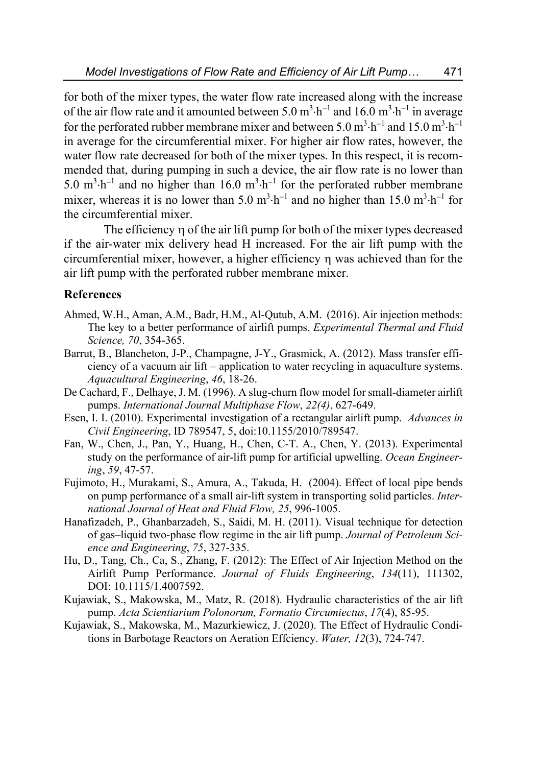for both of the mixer types, the water flow rate increased along with the increase of the air flow rate and it amounted between 5.0 $m^3 \cdot h^{-1}$ and 16.0 $m^3 \cdot h^{-1}$ in average for the perforated rubber membrane mixer and between 5.0 $m^3 \cdot h^{-1}$ and 15.0 $m^3 \cdot h^{-1}$ in average for the circumferential mixer. For higher air flow rates, however, the water flow rate decreased for both of the mixer types. In this respect, it is recommended that, during pumping in such a device, the air flow rate is no lower than 5.0 $m^3 \cdot h^{-1}$ and no higher than 16.0 $m^3 \cdot h^{-1}$ for the perforated rubber membrane mixer, whereas it is no lower than 5.0 $m^3 \cdot h^{-1}$ and no higher than 15.0 $m^3 \cdot h^{-1}$ for the circumferential mixer.

The efficiency $\eta$ of the air lift pump for both of the mixer types decreased if the air-water mix delivery head H increased. For the air lift pump with the circumferential mixer, however, a higher efficiency $\eta$ was achieved than for the air lift pump with the perforated rubber membrane mixer.

## References

Ahmed, W.H., Aman, A.M., Badr, H.M., Al-Qutub, A.M. (2016). Air injection methods: The key to a better performance of airlift pumps. *Experimental Thermal and Fluid Science, 70*, 354-365.

Barrut, B., Blancheton, J-P., Champagne, J-Y., Grasmick, A. (2012). Mass transfer efficiency of a vacuum air lift – application to water recycling in aquaculture systems. *Aquacultural Engineering*, *46*, 18-26.

De Cachard, F., Delhaye, J. M. (1996). A slug-churn flow model for small-diameter airlift pumps. *International Journal Multiphase Flow*, *22(4)*, 627-649.

Esen, I. I. (2010). Experimental investigation of a rectangular airlift pump. *Advances in Civil Engineering*, ID 789547, 5, doi:10.1155/2010/789547.

Fan, W., Chen, J., Pan, Y., Huang, H., Chen, C-T. A., Chen, Y. (2013). Experimental study on the performance of air-lift pump for artificial upwelling. *Ocean Engineering*, *59*, 47-57.

Fujimoto, H., Murakami, S., Amura, A., Takuda, H. (2004). Effect of local pipe bends on pump performance of a small air-lift system in transporting solid particles. *International Journal of Heat and Fluid Flow, 25*, 996-1005.

Hanafizadeh, P., Ghanbarzadeh, S., Saidi, M. H. (2011). Visual technique for detection of gas–liquid two-phase flow regime in the air lift pump. *Journal of Petroleum Science and Engineering*, *75*, 327-335.

Hu, D., Tang, Ch., Ca, S., Zhang, F. (2012): The Effect of Air Injection Method on the Airlift Pump Performance. *Journal of Fluids Engineering*, *134*(11), 111302, DOI: 10.1115/1.4007592.

Kujawiak, S., Makowska, M., Matz, R. (2018). Hydraulic characteristics of the air lift pump. *Acta Scientiarium Polonorum, Formatio Circumiectus*, *17*(4), 85-95.

Kujawiak, S., Makowska, M., Mazurkiewicz, J. (2020). The Effect of Hydraulic Conditions in Barbotage Reactors on Aeration Effciency. *Water, 12*(3), 724-747.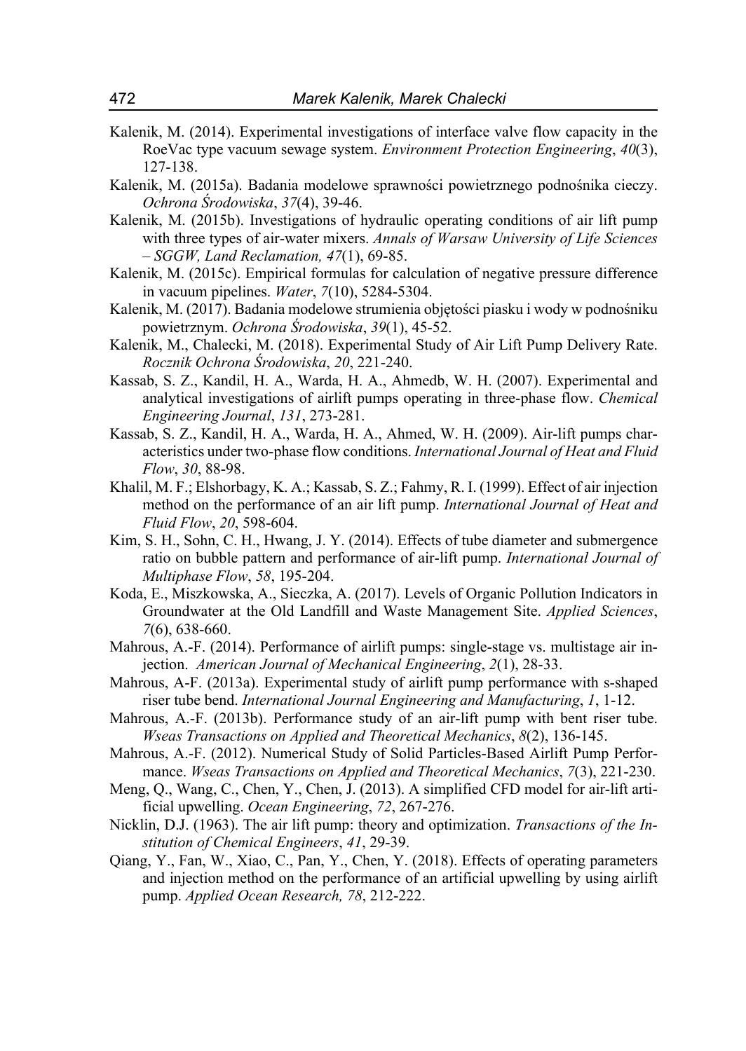Kalenik, M. (2014). Experimental investigations of interface valve flow capacity in the RoeVac type vacuum sewage system. *Environment Protection Engineering*, *40*(3), 127-138.

Kalenik, M. (2015a). Badania modelowe sprawności powietrznego podnośnika cieczy. *Ochrona Środowiska*, *37*(4), 39-46.

Kalenik, M. (2015b). Investigations of hydraulic operating conditions of air lift pump with three types of air-water mixers. *Annals of Warsaw University of Life Sciences – SGGW, Land Reclamation, 47*(1), 69-85.

Kalenik, M. (2015c). Empirical formulas for calculation of negative pressure difference in vacuum pipelines. *Water*, *7*(10), 5284-5304.

Kalenik, M. (2017). Badania modelowe strumienia objętości piasku i wody w podnośniku powietrznym. *Ochrona Środowiska*, *39*(1), 45-52.

Kalenik, M., Chalecki, M. (2018). Experimental Study of Air Lift Pump Delivery Rate. *Rocznik Ochrona Środowiska*, *20*, 221-240.

Kassab, S. Z., Kandil, H. A., Warda, H. A., Ahmedb, W. H. (2007). Experimental and analytical investigations of airlift pumps operating in three-phase flow. *Chemical Engineering Journal*, *131*, 273-281.

Kassab, S. Z., Kandil, H. A., Warda, H. A., Ahmed, W. H. (2009). Air-lift pumps characteristics under two-phase flow conditions. *International Journal of Heat and Fluid Flow*, *30*, 88-98.

Khalil, M. F.; Elshorbagy, K. A.; Kassab, S. Z.; Fahmy, R. I. (1999). Effect of air injection method on the performance of an air lift pump. *International Journal of Heat and Fluid Flow*, *20*, 598-604.

Kim, S. H., Sohn, C. H., Hwang, J. Y. (2014). Effects of tube diameter and submergence ratio on bubble pattern and performance of air-lift pump. *International Journal of Multiphase Flow*, *58*, 195-204.

Koda, E., Miszkowska, A., Sieczka, A. (2017). Levels of Organic Pollution Indicators in Groundwater at the Old Landfill and Waste Management Site. *Applied Sciences*, *7*(6), 638-660.

Mahrous, A.-F. (2014). Performance of airlift pumps: single-stage vs. multistage air injection. *American Journal of Mechanical Engineering*, *2*(1), 28-33.

Mahrous, A-F. (2013a). Experimental study of airlift pump performance with s-shaped riser tube bend. *International Journal Engineering and Manufacturing*, *1*, 1-12.

Mahrous, A.-F. (2013b). Performance study of an air-lift pump with bent riser tube. *Wseas Transactions on Applied and Theoretical Mechanics*, *8*(2), 136-145.

Mahrous, A.-F. (2012). Numerical Study of Solid Particles-Based Airlift Pump Performance. *Wseas Transactions on Applied and Theoretical Mechanics*, *7*(3), 221-230.

Meng, Q., Wang, C., Chen, Y., Chen, J. (2013). A simplified CFD model for air-lift artificial upwelling. *Ocean Engineering*, *72*, 267-276.

Nicklin, D.J. (1963). The air lift pump: theory and optimization. *Transactions of the Institution of Chemical Engineers*, *41*, 29-39.

Qiang, Y., Fan, W., Xiao, C., Pan, Y., Chen, Y. (2018). Effects of operating parameters and injection method on the performance of an artificial upwelling by using airlift pump. *Applied Ocean Research, 78*, 212-222.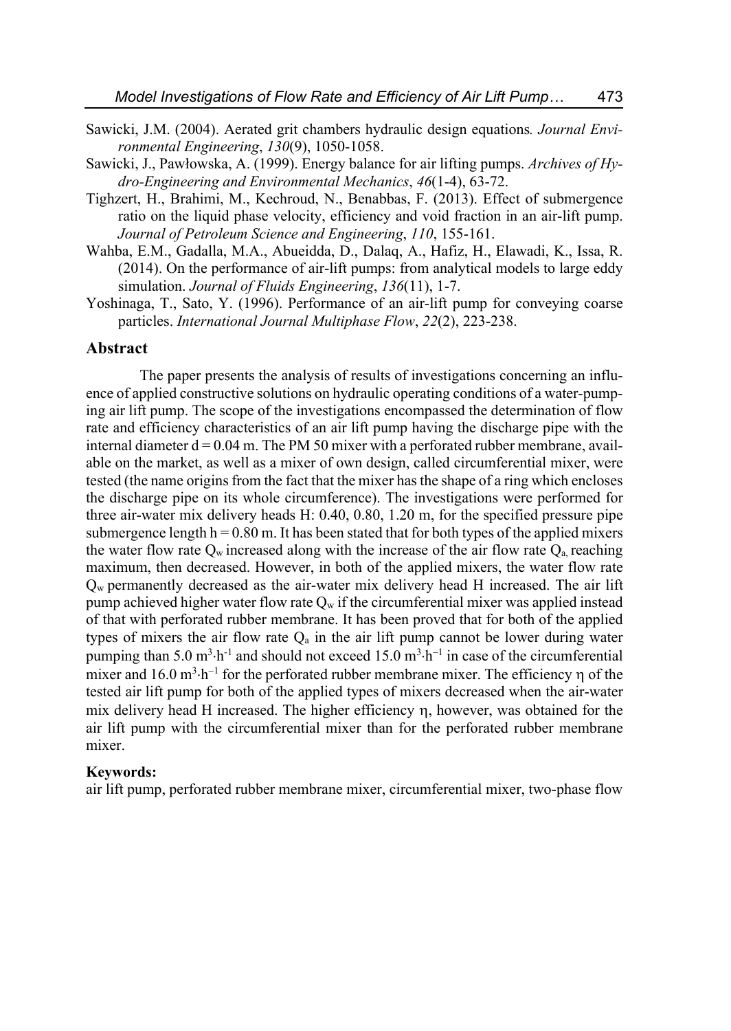Sawicki, J.M. (2004). Aerated grit chambers hydraulic design equations. *Journal Environmental Engineering*, *130*(9), 1050-1058.

Sawicki, J., Pawłowska, A. (1999). Energy balance for air lifting pumps. *Archives of Hydro-Engineering and Environmental Mechanics*, *46*(1-4), 63-72.

Tighzert, H., Brahimi, M., Kechroud, N., Benabbas, F. (2013). Effect of submergence ratio on the liquid phase velocity, efficiency and void fraction in an air-lift pump. *Journal of Petroleum Science and Engineering*, *110*, 155-161.

Wahba, E.M., Gadalla, M.A., Abueidda, D., Dalaq, A., Hafiz, H., Elawadi, K., Issa, R. (2014). On the performance of air-lift pumps: from analytical models to large eddy simulation. *Journal of Fluids Engineering*, *136*(11), 1-7.

Yoshinaga, T., Sato, Y. (1996). Performance of an air-lift pump for conveying coarse particles. *International Journal Multiphase Flow*, *22*(2), 223-238.

## Abstract

The paper presents the analysis of results of investigations concerning an influence of applied constructive solutions on hydraulic operating conditions of a water-pumping air lift pump. The scope of the investigations encompassed the determination of flow rate and efficiency characteristics of an air lift pump having the discharge pipe with the internal diameter $d = 0.04$ m. The PM 50 mixer with a perforated rubber membrane, available on the market, as well as a mixer of own design, called circumferential mixer, were tested (the name origins from the fact that the mixer has the shape of a ring which encloses the discharge pipe on its whole circumference). The investigations were performed for three air-water mix delivery heads H: 0.40, 0.80, 1.20 m, for the specified pressure pipe submergence length $h = 0.80$ m. It has been stated that for both types of the applied mixers the water flow rate $Q_w$ increased along with the increase of the air flow rate $Q_a$, reaching maximum, then decreased. However, in both of the applied mixers, the water flow rate $Q_w$ permanently decreased as the air-water mix delivery head H increased. The air lift pump achieved higher water flow rate $Q_w$ if the circumferential mixer was applied instead of that with perforated rubber membrane. It has been proved that for both of the applied types of mixers the air flow rate $Q_a$ in the air lift pump cannot be lower during water pumping than $5.0\ m^3 \cdot h^{-1}$ and should not exceed $15.0\ m^3 \cdot h^{-1}$ in case of the circumferential mixer and $16.0\ m^3 \cdot h^{-1}$ for the perforated rubber membrane mixer. The efficiency $\eta$ of the tested air lift pump for both of the applied types of mixers decreased when the air-water mix delivery head H increased. The higher efficiency $\eta$, however, was obtained for the air lift pump with the circumferential mixer than for the perforated rubber membrane mixer.

**Keywords:**
air lift pump, perforated rubber membrane mixer, circumferential mixer, two-phase flow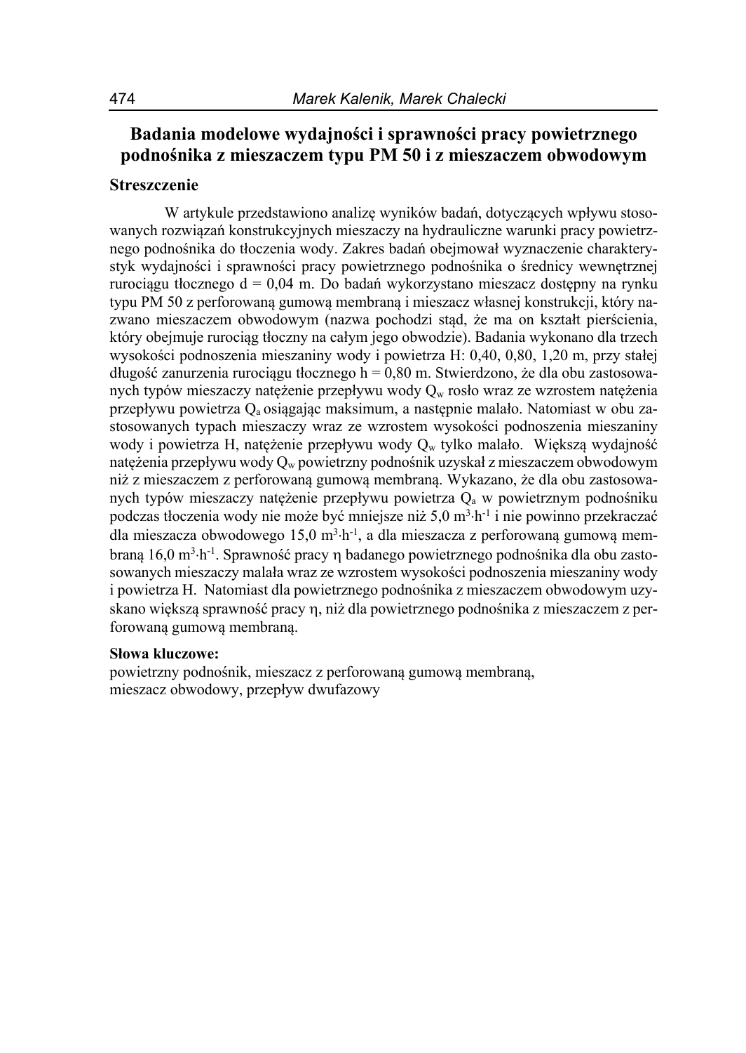## Badania modelowe wydajności i sprawności pracy powietrznego podnośnika z mieszaczem typu PM 50 i z mieszaczem obwodowym

### Streszczenie

W artykule przedstawiono analizę wyników badań, dotyczących wpływu stosowanych rozwiązań konstrukcyjnych mieszaczy na hydrauliczne warunki pracy powietrznego podnośnika do tłoczenia wody. Zakres badań obejmował wyznaczenie charakterystyk wydajności i sprawności pracy powietrznego podnośnika o średnicy wewnętrznej rurociągu tłocznego d = 0,04 m. Do badań wykorzystano mieszacz dostępny na rynku typu PM 50 z perforowaną gumową membraną i mieszacz własnej konstrukcji, który nazwano mieszaczem obwodowym (nazwa pochodzi stąd, że ma on kształt pierścienia, który obejmuje rurociąg tłoczny na całym jego obwodzie). Badania wykonano dla trzech wysokości podnoszenia mieszaniny wody i powietrza H: 0,40, 0,80, 1,20 m, przy stałej długość zanurzenia rurociągu tłocznego h = 0,80 m. Stwierdzono, że dla obu zastosowanych typów mieszaczy natężenie przepływu wody $Q_w$ rosło wraz ze wzrostem natężenia przepływu powietrza $Q_a$ osiągając maksimum, a następnie malało. Natomiast w obu zastosowanych typach mieszaczy wraz ze wzrostem wysokości podnoszenia mieszaniny wody i powietrza H, natężenie przepływu wody $Q_w$ tylko malało. Większą wydajność natężenia przepływu wody $Q_w$ powietrzny podnośnik uzyskał z mieszaczem obwodowym niż z mieszaczem z perforowaną gumową membraną. Wykazano, że dla obu zastosowanych typów mieszaczy natężenie przepływu powietrza $Q_a$ w powietrznym podnośniku podczas tłoczenia wody nie może być mniejsze niż 5,0 $m^3 \cdot h^{-1}$ i nie powinno przekraczać dla mieszacza obwodowego 15,0 $m^3 \cdot h^{-1}$, a dla mieszacza z perforowaną gumową membraną 16,0 $m^3 \cdot h^{-1}$. Sprawność pracy $\eta$ badanego powietrznego podnośnika dla obu zastosowanych mieszaczy malała wraz ze wzrostem wysokości podnoszenia mieszaniny wody i powietrza H. Natomiast dla powietrznego podnośnika z mieszaczem obwodowym uzyskano większą sprawność pracy $\eta$, niż dla powietrznego podnośnika z mieszaczem z perforowaną gumową membraną.

**Słowa kluczowe:**
powietrzny podnośnik, mieszacz z perforowaną gumową membraną, mieszacz obwodowy, przepływ dwufazowy